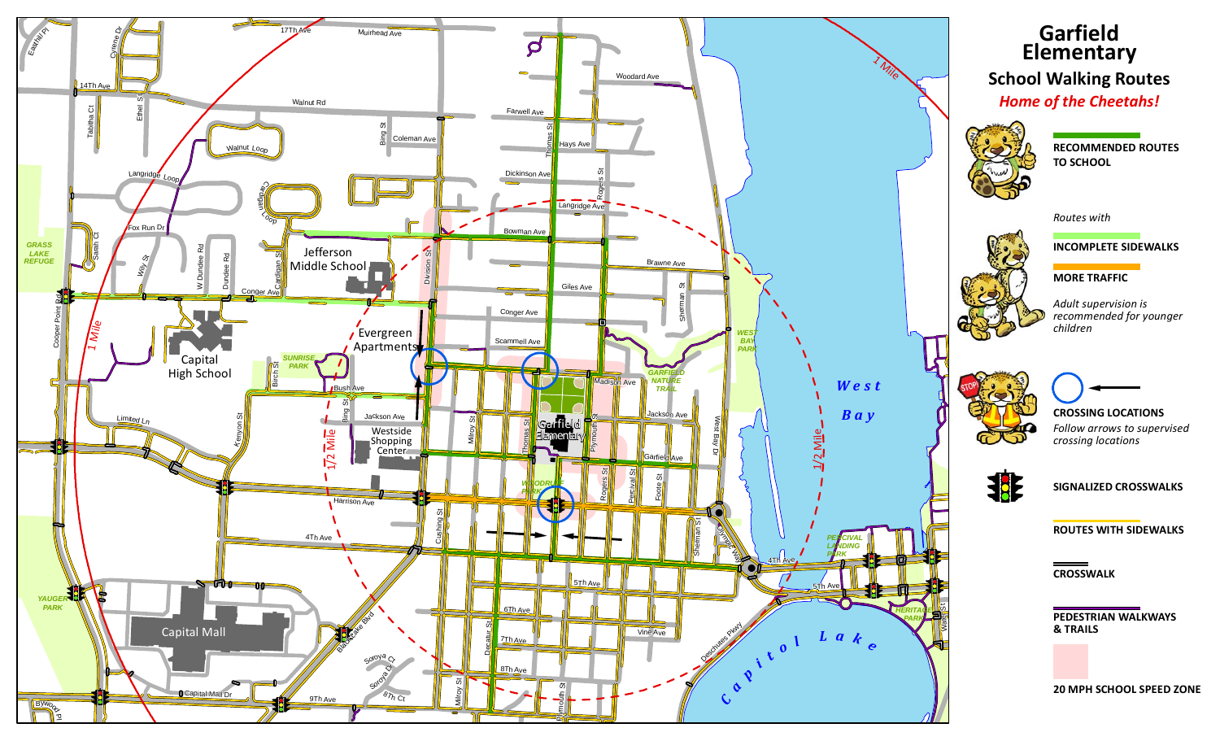# Garfield Elementary

## School Walking Routes

***Home of the Cheetahs!***

**RECOMMENDED ROUTES TO SCHOOL**

*Routes with*

**INCOMPLETE SIDEWALKS**

**MORE TRAFFIC**

*Adult supervision is recommended for younger children*

**CROSSING LOCATIONS**

*Follow arrows to supervised crossing locations*

**SIGNALIZED CROSSWALKS**

**ROUTES WITH SIDEWALKS**

**CROSSWALK**

**PEDESTRIAN WALKWAYS & TRAILS**

**20 MPH SCHOOL SPEED ZONE**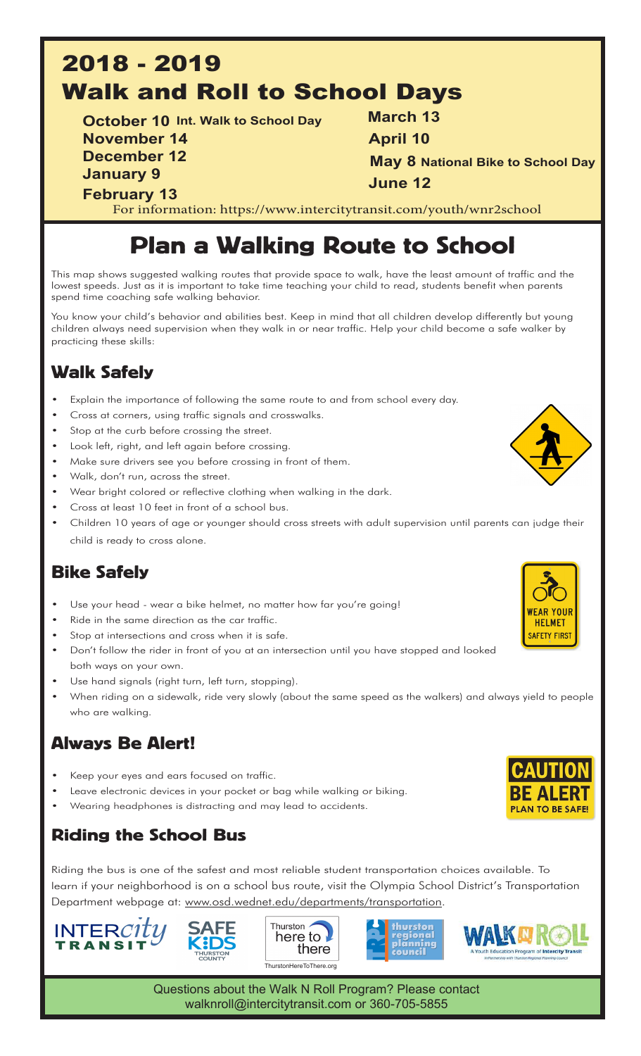# 2018 - 2019 Walk and Roll to School Days

**October 10** **Int. Walk to School Day**
**November 14**
**December 12**
**January 9**
**February 13**
**March 13**
**April 10**
**May 8** **National Bike to School Day**
**June 12**

For information: https://www.intercitytransit.com/youth/wnr2school

# Plan a Walking Route to School

This map shows suggested walking routes that provide space to walk, have the least amount of traffic and the lowest speeds. Just as it is important to take time teaching your child to read, students benefit when parents spend time coaching safe walking behavior.

You know your child's behavior and abilities best. Keep in mind that all children develop differently but young children always need supervision when they walk in or near traffic. Help your child become a safe walker by practicing these skills:

## Walk Safely

- Explain the importance of following the same route to and from school every day.
- Cross at corners, using traffic signals and crosswalks.
- Stop at the curb before crossing the street.
- Look left, right, and left again before crossing.
- Make sure drivers see you before crossing in front of them.
- Walk, don't run, across the street.
- Wear bright colored or reflective clothing when walking in the dark.
- Cross at least 10 feet in front of a school bus.
- Children 10 years of age or younger should cross streets with adult supervision until parents can judge their child is ready to cross alone.

## Bike Safely

- Use your head - wear a bike helmet, no matter how far you're going!
- Ride in the same direction as the car traffic.
- Stop at intersections and cross when it is safe.
- Don't follow the rider in front of you at an intersection until you have stopped and looked both ways on your own.
- Use hand signals (right turn, left turn, stopping).
- When riding on a sidewalk, ride very slowly (about the same speed as the walkers) and always yield to people who are walking.

WEAR YOUR HELMET
SAFETY FIRST

## Always Be Alert!

- Keep your eyes and ears focused on traffic.
- Leave electronic devices in your pocket or bag while walking or biking.
- Wearing headphones is distracting and may lead to accidents.

CAUTION
BE ALERT
PLAN TO BE SAFE!

## Riding the School Bus

Riding the bus is one of the safest and most reliable student transportation choices available. To learn if your neighborhood is on a school bus route, visit the Olympia School District's Transportation Department webpage at: www.osd.wednet.edu/departments/transportation.

INTERCITY TRANSIT
SAFE KIDS THURSTON COUNTY
Thurston here to there
ThurstonHereToThere.org
thurston regional planning council
WALK N ROLL
A Youth Education Program of Intercity Transit
In Partnership with Thurston Regional Planning Council

Questions about the Walk N Roll Program? Please contact walknroll@intercitytransit.com or 360-705-5855